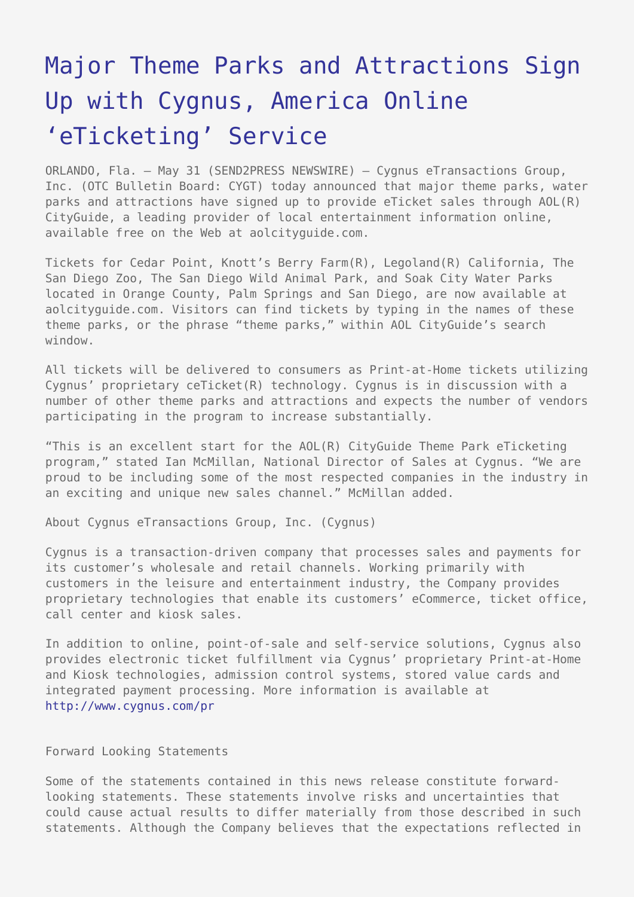# Major Theme Parks and Attractions Sign Up with Cygnus, America Online 'eTicketing' Service

ORLANDO, Fla. – May 31 (SEND2PRESS NEWSWIRE) – Cygnus eTransactions Group, Inc. (OTC Bulletin Board: CYGT) today announced that major theme parks, water parks and attractions have signed up to provide eTicket sales through AOL(R) CityGuide, a leading provider of local entertainment information online, available free on the Web at aolcityguide.com.

Tickets for Cedar Point, Knott's Berry Farm(R), Legoland(R) California, The San Diego Zoo, The San Diego Wild Animal Park, and Soak City Water Parks located in Orange County, Palm Springs and San Diego, are now available at aolcityguide.com. Visitors can find tickets by typing in the names of these theme parks, or the phrase "theme parks," within AOL CityGuide's search window.

All tickets will be delivered to consumers as Print-at-Home tickets utilizing Cygnus' proprietary ceTicket(R) technology. Cygnus is in discussion with a number of other theme parks and attractions and expects the number of vendors participating in the program to increase substantially.

"This is an excellent start for the AOL(R) CityGuide Theme Park eTicketing program," stated Ian McMillan, National Director of Sales at Cygnus. "We are proud to be including some of the most respected companies in the industry in an exciting and unique new sales channel." McMillan added.

About Cygnus eTransactions Group, Inc. (Cygnus)

Cygnus is a transaction-driven company that processes sales and payments for its customer's wholesale and retail channels. Working primarily with customers in the leisure and entertainment industry, the Company provides proprietary technologies that enable its customers' eCommerce, ticket office, call center and kiosk sales.

In addition to online, point-of-sale and self-service solutions, Cygnus also provides electronic ticket fulfillment via Cygnus' proprietary Print-at-Home and Kiosk technologies, admission control systems, stored value cards and integrated payment processing. More information is available at http://www.cygnus.com/pr

Forward Looking Statements

Some of the statements contained in this news release constitute forward-looking statements. These statements involve risks and uncertainties that could cause actual results to differ materially from those described in such statements. Although the Company believes that the expectations reflected in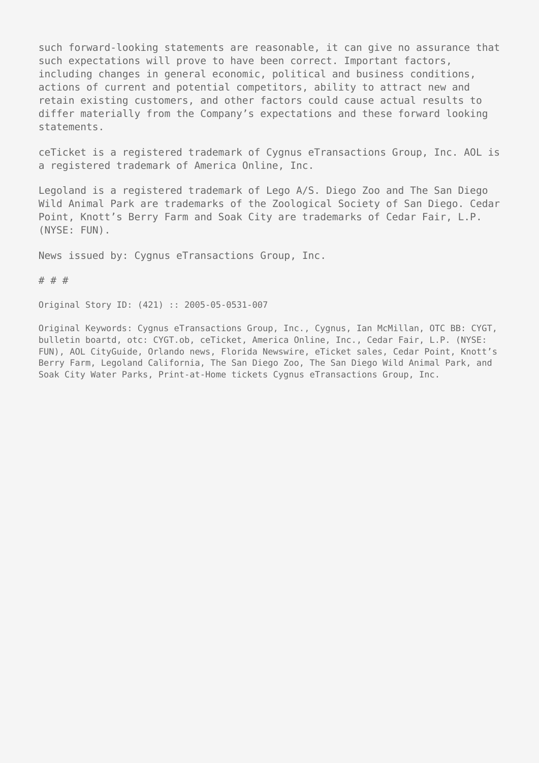such forward-looking statements are reasonable, it can give no assurance that such expectations will prove to have been correct. Important factors, including changes in general economic, political and business conditions, actions of current and potential competitors, ability to attract new and retain existing customers, and other factors could cause actual results to differ materially from the Company's expectations and these forward looking statements.

ceTicket is a registered trademark of Cygnus eTransactions Group, Inc. AOL is a registered trademark of America Online, Inc.

Legoland is a registered trademark of Lego A/S. Diego Zoo and The San Diego Wild Animal Park are trademarks of the Zoological Society of San Diego. Cedar Point, Knott's Berry Farm and Soak City are trademarks of Cedar Fair, L.P. (NYSE: FUN).

News issued by: Cygnus eTransactions Group, Inc.

# # #

Original Story ID: (421) :: 2005-05-0531-007

Original Keywords: Cygnus eTransactions Group, Inc., Cygnus, Ian McMillan, OTC BB: CYGT, bulletin boartd, otc: CYGT.ob, ceTicket, America Online, Inc., Cedar Fair, L.P. (NYSE: FUN), AOL CityGuide, Orlando news, Florida Newswire, eTicket sales, Cedar Point, Knott's Berry Farm, Legoland California, The San Diego Zoo, The San Diego Wild Animal Park, and Soak City Water Parks, Print-at-Home tickets Cygnus eTransactions Group, Inc.